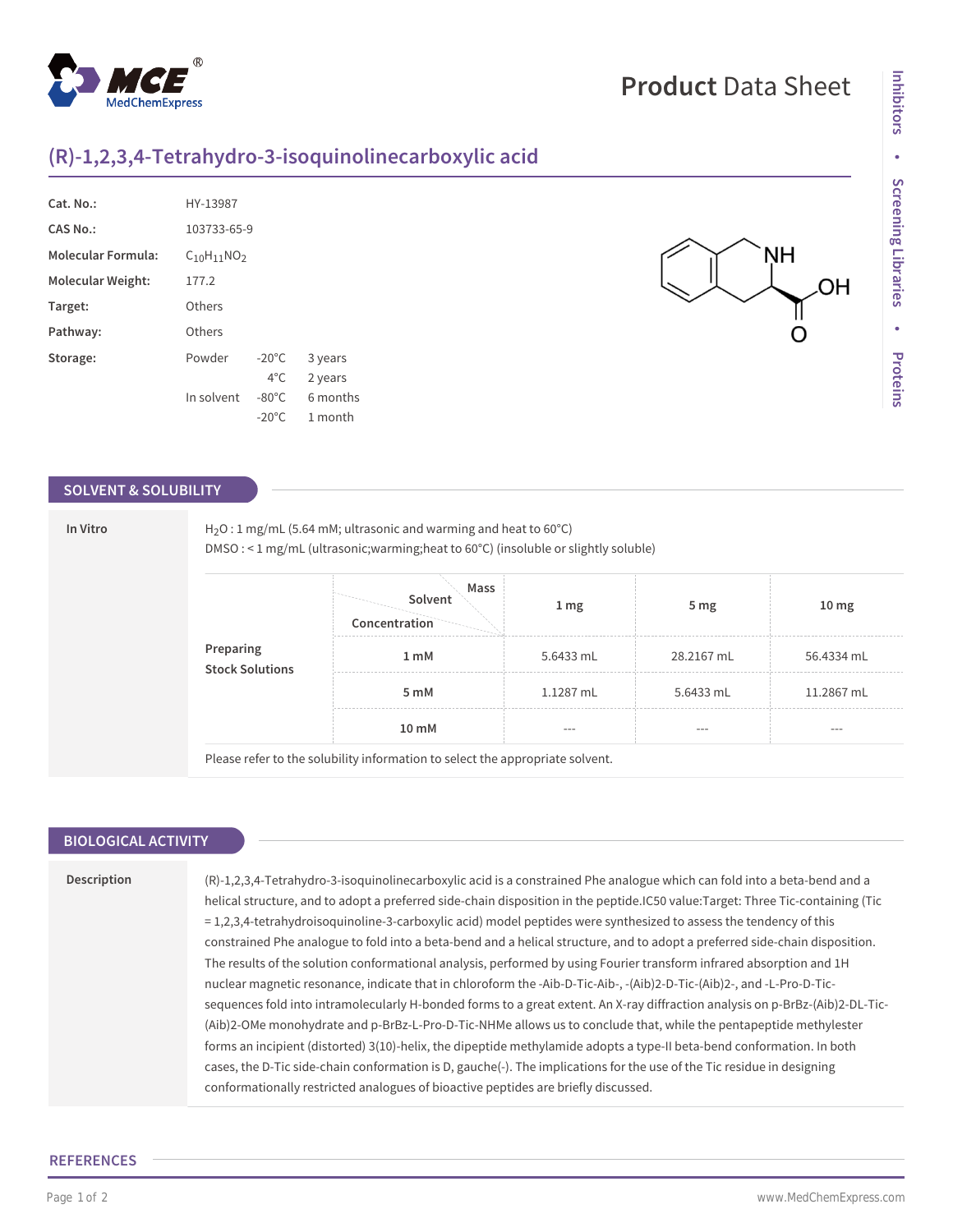# Product Data Sheet

## (R)-1,2,3,4-Tetrahydro-3-isoquinolinecarboxylic acid

| | | | |
|---|---|---|---|
| **Cat. No.:** | HY-13987 | | |
| **CAS No.:** | 103733-65-9 | | |
| **Molecular Formula:** | $C_{10}H_{11}NO_2$ | | |
| **Molecular Weight:** | 177.2 | | |
| **Target:** | Others | | |
| **Pathway:** | Others | | |
| **Storage:** | Powder | -20°C | 3 years |
| | | 4°C | 2 years |
| | In solvent | -80°C | 6 months |
| | | -20°C | 1 month |

## SOLVENT & SOLUBILITY

**In Vitro**

$H_2O$ : 1 mg/mL (5.64 mM; ultrasonic and warming and heat to 60°C)
DMSO : < 1 mg/mL (ultrasonic;warming;heat to 60°C) (insoluble or slightly soluble)

| Preparing Stock Solutions | Solvent Concentration / Mass | 1 mg | 5 mg | 10 mg |
|---|---|---|---|---|
| | 1 mM | 5.6433 mL | 28.2167 mL | 56.4334 mL |
| | 5 mM | 1.1287 mL | 5.6433 mL | 11.2867 mL |
| | 10 mM | --- | --- | --- |

Please refer to the solubility information to select the appropriate solvent.

## BIOLOGICAL ACTIVITY

**Description**

(R)-1,2,3,4-Tetrahydro-3-isoquinolinecarboxylic acid is a constrained Phe analogue which can fold into a beta-bend and a helical structure, and to adopt a preferred side-chain disposition in the peptide.IC50 value:Target: Three Tic-containing (Tic = 1,2,3,4-tetrahydroisoquinoline-3-carboxylic acid) model peptides were synthesized to assess the tendency of this constrained Phe analogue to fold into a beta-bend and a helical structure, and to adopt a preferred side-chain disposition. The results of the solution conformational analysis, performed by using Fourier transform infrared absorption and 1H nuclear magnetic resonance, indicate that in chloroform the -Aib-D-Tic-Aib-, -(Aib)2-D-Tic-(Aib)2-, and -L-Pro-D-Tic-sequences fold into intramolecularly H-bonded forms to a great extent. An X-ray diffraction analysis on p-BrBz-(Aib)2-DL-Tic-(Aib)2-OMe monohydrate and p-BrBz-L-Pro-D-Tic-NHMe allows us to conclude that, while the pentapeptide methylester forms an incipient (distorted) 3(10)-helix, the dipeptide methylamide adopts a type-II beta-bend conformation. In both cases, the D-Tic side-chain conformation is D, gauche(-). The implications for the use of the Tic residue in designing conformationally restricted analogues of bioactive peptides are briefly discussed.

## REFERENCES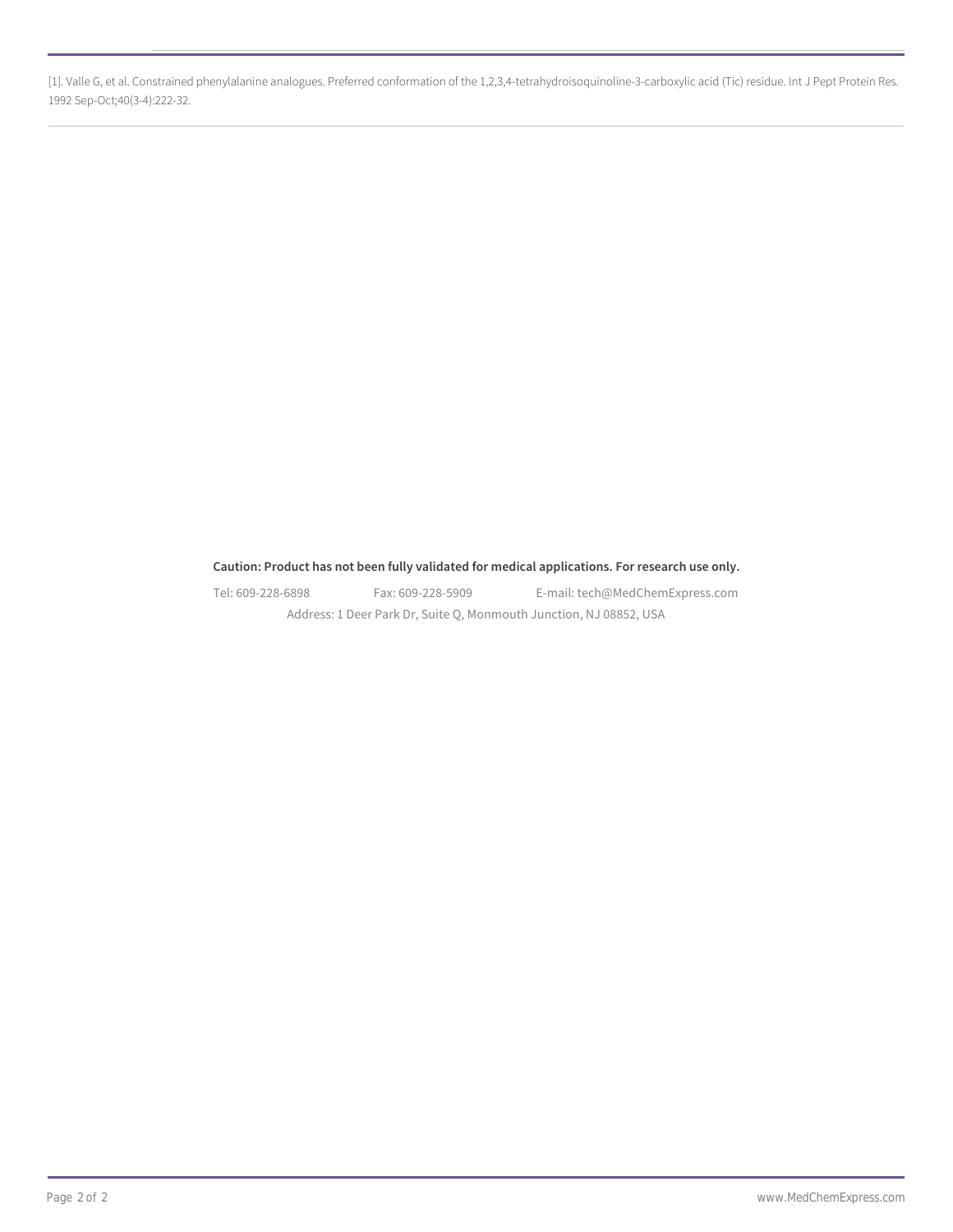[1]. Valle G, et al. Constrained phenylalanine analogues. Preferred conformation of the 1,2,3,4-tetrahydroisoquinoline-3-carboxylic acid (Tic) residue. Int J Pept Protein Res. 1992 Sep-Oct;40(3-4):222-32.

**Caution: Product has not been fully validated for medical applications. For research use only.**

Tel: 609-228-6898 Fax: 609-228-5909 E-mail: tech@MedChemExpress.com

Address: 1 Deer Park Dr, Suite Q, Monmouth Junction, NJ 08852, USA